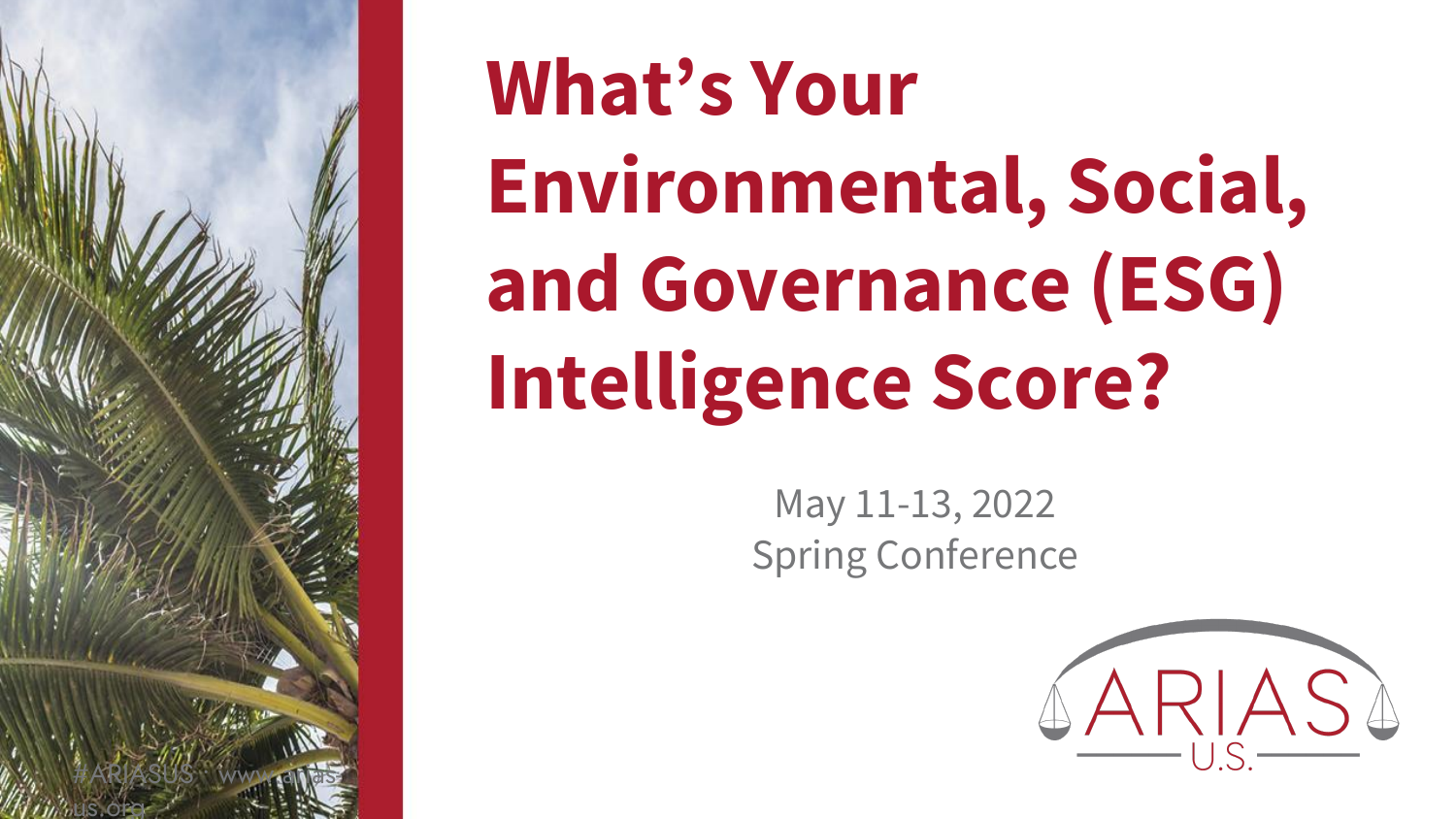# What's Your Environmental, Social, and Governance (ESG) Intelligence Score?

May 11-13, 2022
Spring Conference

ARIAS U.S.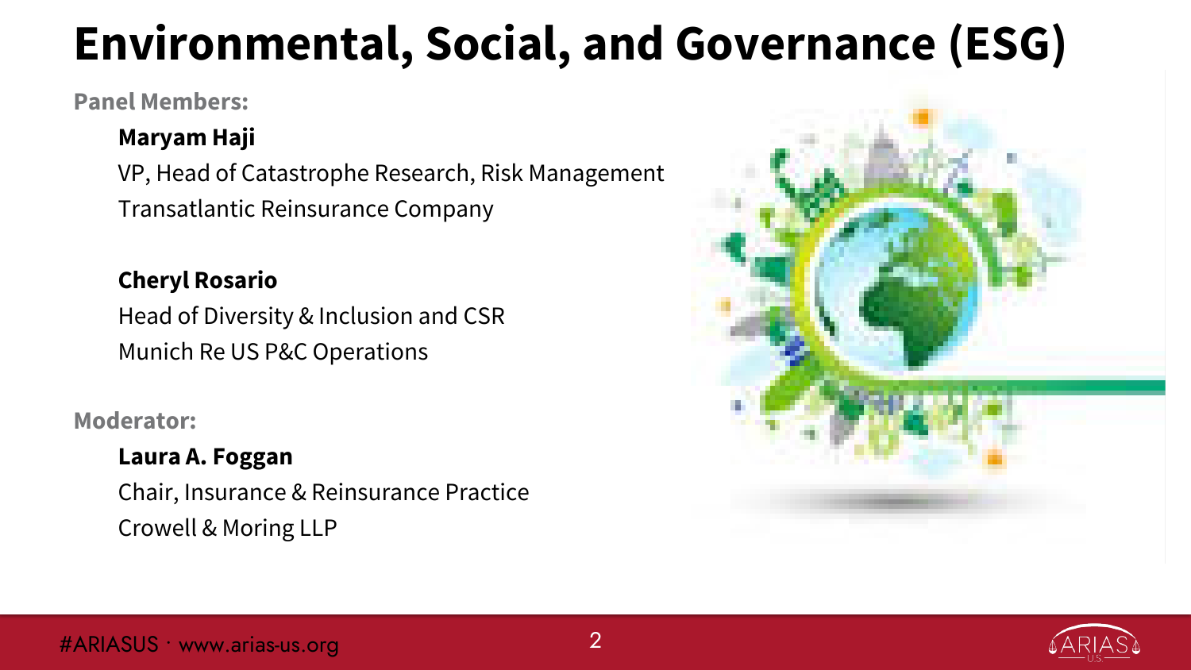# Environmental, Social, and Governance (ESG)

**Panel Members:**

**Maryam Haji**
VP, Head of Catastrophe Research, Risk Management
Transatlantic Reinsurance Company

**Cheryl Rosario**
Head of Diversity & Inclusion and CSR
Munich Re US P&C Operations

**Moderator:**

**Laura A. Foggan**
Chair, Insurance & Reinsurance Practice
Crowell & Moring LLP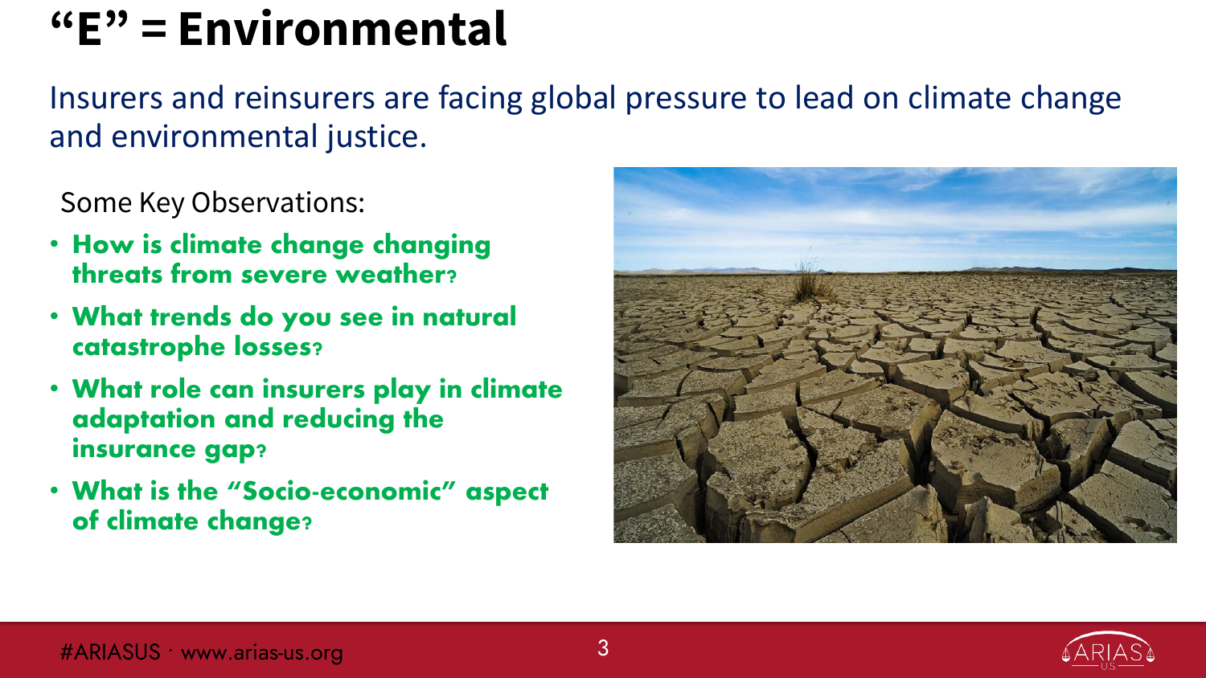# "E" = Environmental

Insurers and reinsurers are facing global pressure to lead on climate change and environmental justice.

Some Key Observations:

- **How is climate change changing threats from severe weather?**
- **What trends do you see in natural catastrophe losses?**
- **What role can insurers play in climate adaptation and reducing the insurance gap?**
- **What is the "Socio-economic" aspect of climate change?**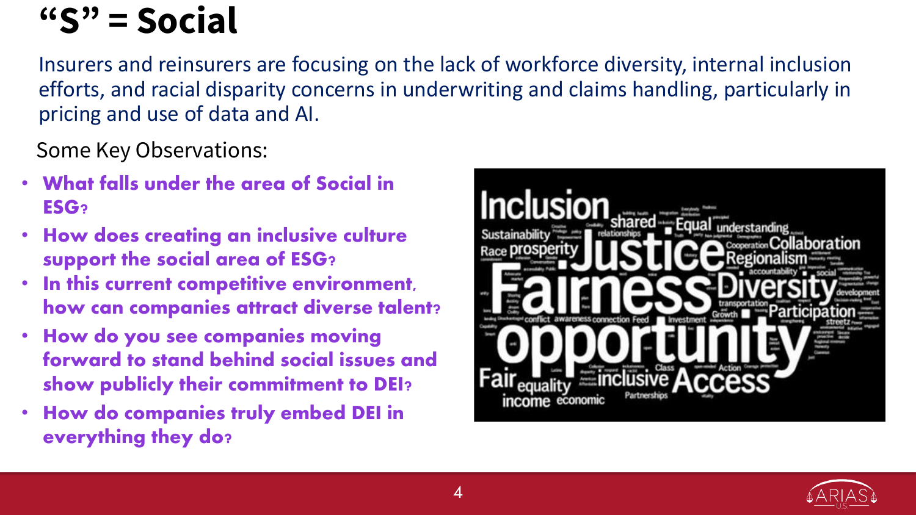# "S" = Social

Insurers and reinsurers are focusing on the lack of workforce diversity, internal inclusion efforts, and racial disparity concerns in underwriting and claims handling, particularly in pricing and use of data and AI.

Some Key Observations:

- **What falls under the area of Social in ESG?**
- **How does creating an inclusive culture support the social area of ESG?**
- **In this current competitive environment, how can companies attract diverse talent?**
- **How do you see companies moving forward to stand behind social issues and show publicly their commitment to DEI?**
- **How do companies truly embed DEI in everything they do?**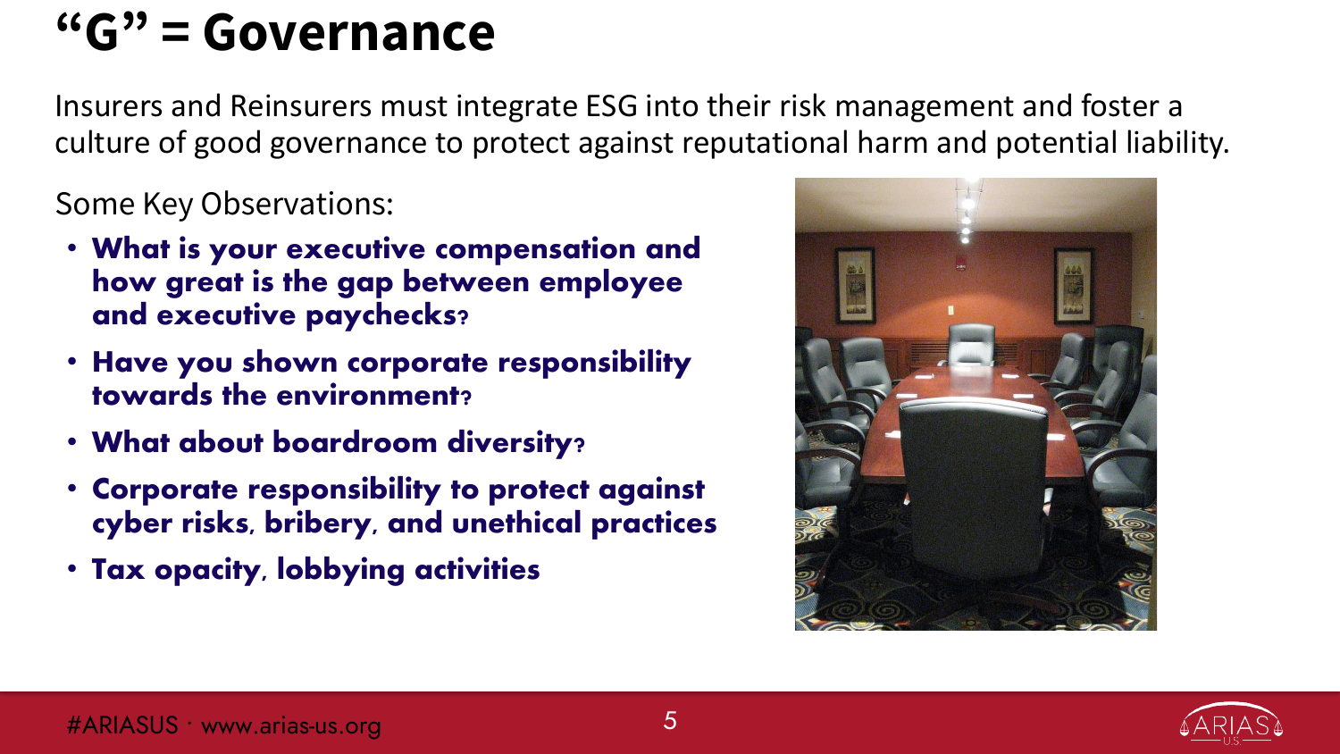# "G" = Governance

Insurers and Reinsurers must integrate ESG into their risk management and foster a culture of good governance to protect against reputational harm and potential liability.

Some Key Observations:

- **What is your executive compensation and how great is the gap between employee and executive paychecks?**
- **Have you shown corporate responsibility towards the environment?**
- **What about boardroom diversity?**
- **Corporate responsibility to protect against cyber risks, bribery, and unethical practices**
- **Tax opacity, lobbying activities**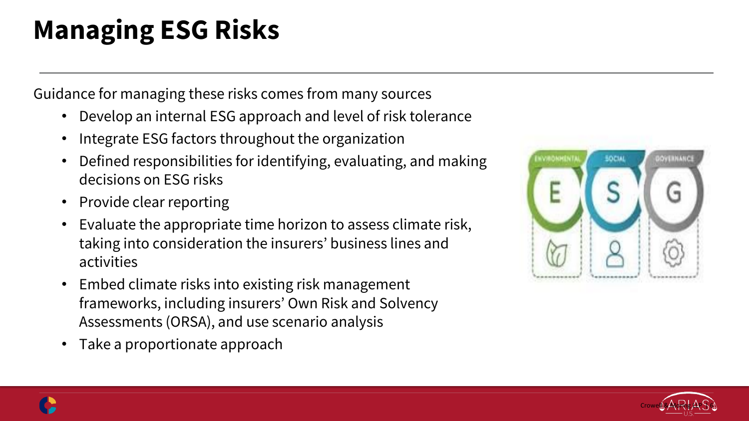# Managing ESG Risks

Guidance for managing these risks comes from many sources

- Develop an internal ESG approach and level of risk tolerance
- Integrate ESG factors throughout the organization
- Defined responsibilities for identifying, evaluating, and making decisions on ESG risks
- Provide clear reporting
- Evaluate the appropriate time horizon to assess climate risk, taking into consideration the insurers' business lines and activities
- Embed climate risks into existing risk management frameworks, including insurers' Own Risk and Solvency Assessments (ORSA), and use scenario analysis
- Take a proportionate approach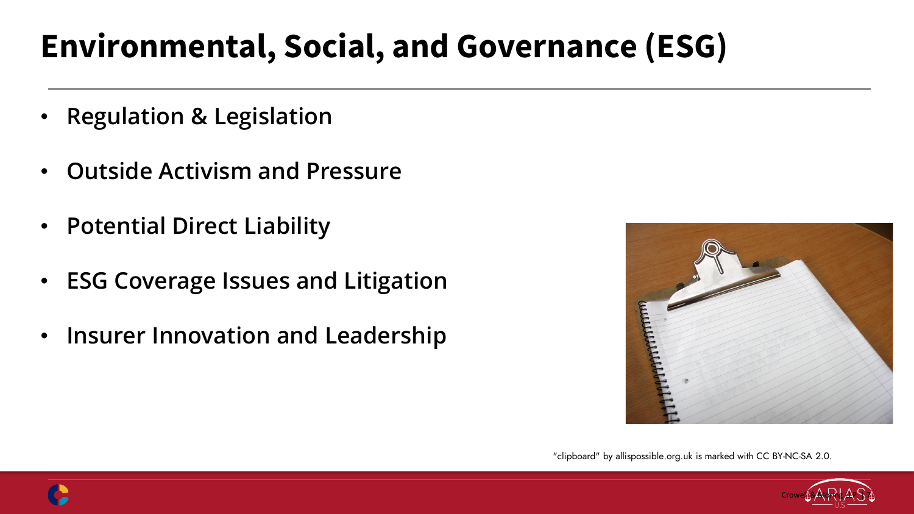# Environmental, Social, and Governance (ESG)

- **Regulation & Legislation**
- **Outside Activism and Pressure**
- **Potential Direct Liability**
- **ESG Coverage Issues and Litigation**
- **Insurer Innovation and Leadership**

"clipboard" by allispossible.org.uk is marked with CC BY-NC-SA 2.0.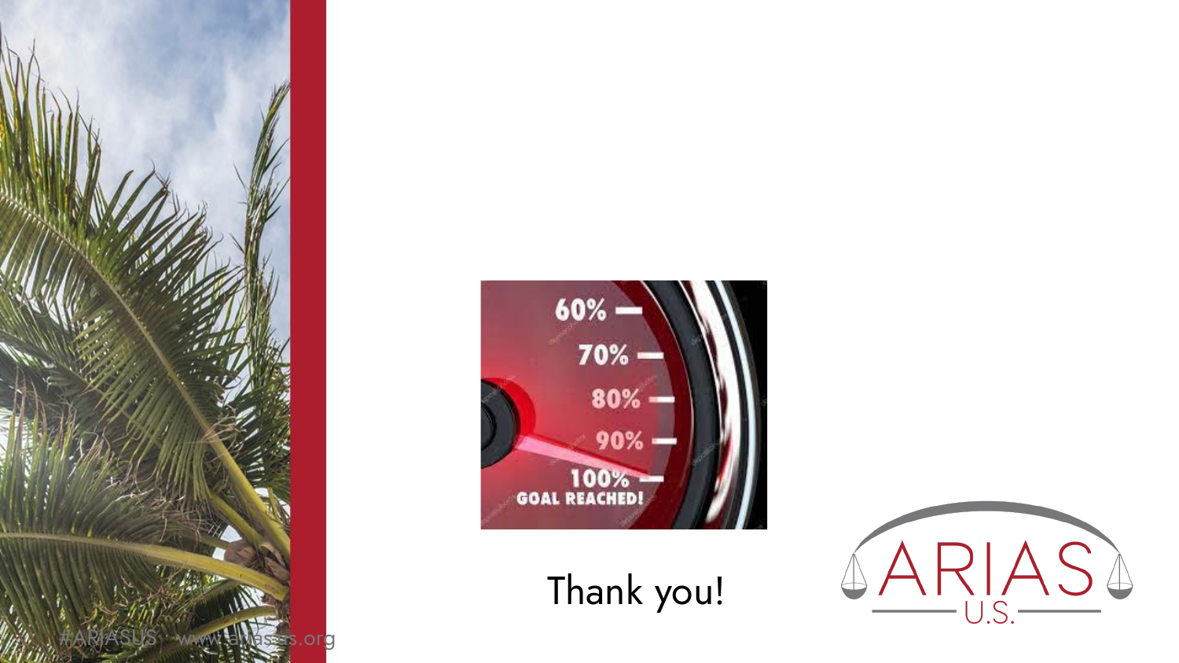Thank you!

#ARIASUS www.ariasus.org